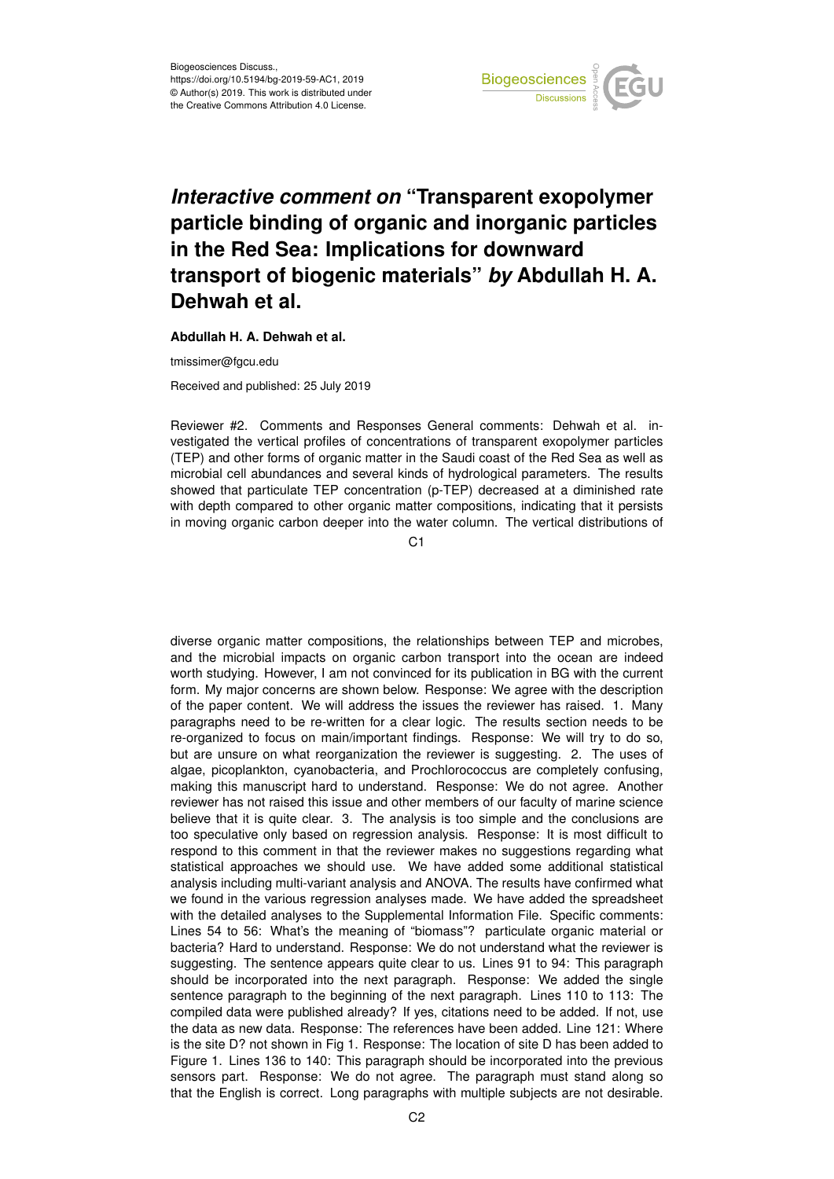Biogeosciences Discuss.,
https://doi.org/10.5194/bg-2019-59-AC1, 2019
© Author(s) 2019. This work is distributed under
the Creative Commons Attribution 4.0 License.

# *Interactive comment on* "Transparent exopolymer particle binding of organic and inorganic particles in the Red Sea: Implications for downward transport of biogenic materials" *by* Abdullah H. A. Dehwah et al.

**Abdullah H. A. Dehwah et al.**

tmissimer@fgcu.edu

Received and published: 25 July 2019

Reviewer #2. Comments and Responses General comments: Dehwah et al. investigated the vertical profiles of concentrations of transparent exopolymer particles (TEP) and other forms of organic matter in the Saudi coast of the Red Sea as well as microbial cell abundances and several kinds of hydrological parameters. The results showed that particulate TEP concentration (p-TEP) decreased at a diminished rate with depth compared to other organic matter compositions, indicating that it persists in moving organic carbon deeper into the water column. The vertical distributions of diverse organic matter compositions, the relationships between TEP and microbes, and the microbial impacts on organic carbon transport into the ocean are indeed worth studying. However, I am not convinced for its publication in BG with the current form. My major concerns are shown below. Response: We agree with the description of the paper content. We will address the issues the reviewer has raised. 1. Many paragraphs need to be re-written for a clear logic. The results section needs to be re-organized to focus on main/important findings. Response: We will try to do so, but are unsure on what reorganization the reviewer is suggesting. 2. The uses of algae, picoplankton, cyanobacteria, and Prochlorococcus are completely confusing, making this manuscript hard to understand. Response: We do not agree. Another reviewer has not raised this issue and other members of our faculty of marine science believe that it is quite clear. 3. The analysis is too simple and the conclusions are too speculative only based on regression analysis. Response: It is most difficult to respond to this comment in that the reviewer makes no suggestions regarding what statistical approaches we should use. We have added some additional statistical analysis including multi-variant analysis and ANOVA. The results have confirmed what we found in the various regression analyses made. We have added the spreadsheet with the detailed analyses to the Supplemental Information File. Specific comments: Lines 54 to 56: What's the meaning of "biomass"? particulate organic material or bacteria? Hard to understand. Response: We do not understand what the reviewer is suggesting. The sentence appears quite clear to us. Lines 91 to 94: This paragraph should be incorporated into the next paragraph. Response: We added the single sentence paragraph to the beginning of the next paragraph. Lines 110 to 113: The compiled data were published already? If yes, citations need to be added. If not, use the data as new data. Response: The references have been added. Line 121: Where is the site D? not shown in Fig 1. Response: The location of site D has been added to Figure 1. Lines 136 to 140: This paragraph should be incorporated into the previous sensors part. Response: We do not agree. The paragraph must stand along so that the English is correct. Long paragraphs with multiple subjects are not desirable.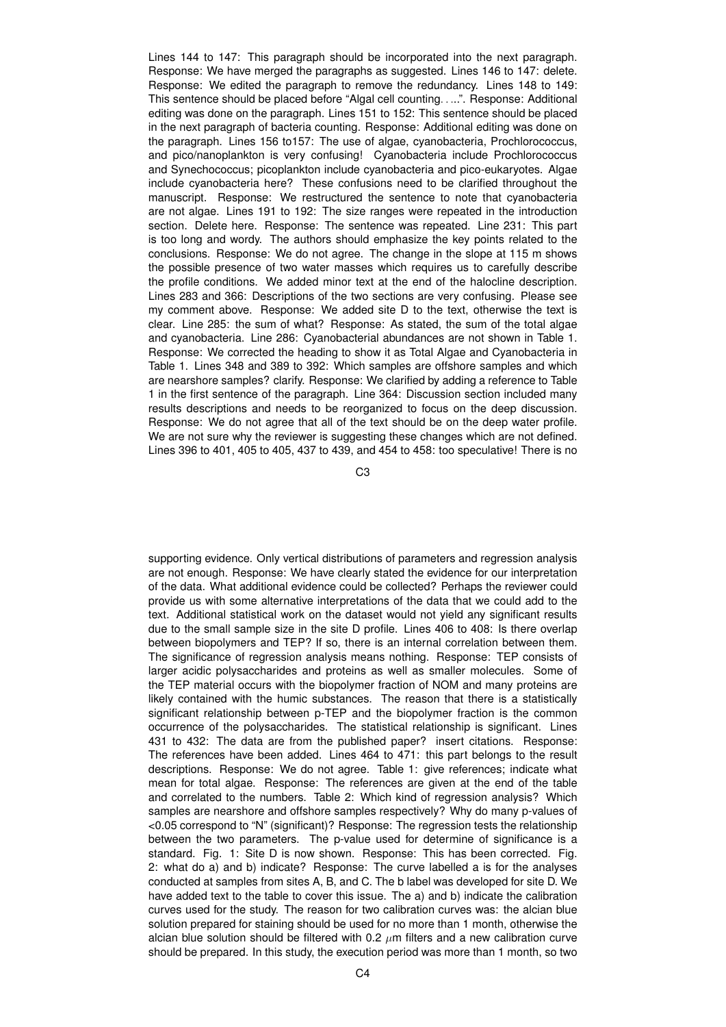Lines 144 to 147: This paragraph should be incorporated into the next paragraph. Response: We have merged the paragraphs as suggested. Lines 146 to 147: delete. Response: We edited the paragraph to remove the redundancy. Lines 148 to 149: This sentence should be placed before "Algal cell counting. . ...". Response: Additional editing was done on the paragraph. Lines 151 to 152: This sentence should be placed in the next paragraph of bacteria counting. Response: Additional editing was done on the paragraph. Lines 156 to157: The use of algae, cyanobacteria, Prochlorococcus, and pico/nanoplankton is very confusing! Cyanobacteria include Prochlorococcus and Synechococcus; picoplankton include cyanobacteria and pico-eukaryotes. Algae include cyanobacteria here? These confusions need to be clarified throughout the manuscript. Response: We restructured the sentence to note that cyanobacteria are not algae. Lines 191 to 192: The size ranges were repeated in the introduction section. Delete here. Response: The sentence was repeated. Line 231: This part is too long and wordy. The authors should emphasize the key points related to the conclusions. Response: We do not agree. The change in the slope at 115 m shows the possible presence of two water masses which requires us to carefully describe the profile conditions. We added minor text at the end of the halocline description. Lines 283 and 366: Descriptions of the two sections are very confusing. Please see my comment above. Response: We added site D to the text, otherwise the text is clear. Line 285: the sum of what? Response: As stated, the sum of the total algae and cyanobacteria. Line 286: Cyanobacterial abundances are not shown in Table 1. Response: We corrected the heading to show it as Total Algae and Cyanobacteria in Table 1. Lines 348 and 389 to 392: Which samples are offshore samples and which are nearshore samples? clarify. Response: We clarified by adding a reference to Table 1 in the first sentence of the paragraph. Line 364: Discussion section included many results descriptions and needs to be reorganized to focus on the deep discussion. Response: We do not agree that all of the text should be on the deep water profile. We are not sure why the reviewer is suggesting these changes which are not defined. Lines 396 to 401, 405 to 405, 437 to 439, and 454 to 458: too speculative! There is no supporting evidence. Only vertical distributions of parameters and regression analysis are not enough. Response: We have clearly stated the evidence for our interpretation of the data. What additional evidence could be collected? Perhaps the reviewer could provide us with some alternative interpretations of the data that we could add to the text. Additional statistical work on the dataset would not yield any significant results due to the small sample size in the site D profile. Lines 406 to 408: Is there overlap between biopolymers and TEP? If so, there is an internal correlation between them. The significance of regression analysis means nothing. Response: TEP consists of larger acidic polysaccharides and proteins as well as smaller molecules. Some of the TEP material occurs with the biopolymer fraction of NOM and many proteins are likely contained with the humic substances. The reason that there is a statistically significant relationship between p-TEP and the biopolymer fraction is the common occurrence of the polysaccharides. The statistical relationship is significant. Lines 431 to 432: The data are from the published paper? insert citations. Response: The references have been added. Lines 464 to 471: this part belongs to the result descriptions. Response: We do not agree. Table 1: give references; indicate what mean for total algae. Response: The references are given at the end of the table and correlated to the numbers. Table 2: Which kind of regression analysis? Which samples are nearshore and offshore samples respectively? Why do many p-values of <0.05 correspond to "N" (significant)? Response: The regression tests the relationship between the two parameters. The p-value used for determine of significance is a standard. Fig. 1: Site D is now shown. Response: This has been corrected. Fig. 2: what do a) and b) indicate? Response: The curve labelled a is for the analyses conducted at samples from sites A, B, and C. The b label was developed for site D. We have added text to the table to cover this issue. The a) and b) indicate the calibration curves used for the study. The reason for two calibration curves was: the alcian blue solution prepared for staining should be used for no more than 1 month, otherwise the alcian blue solution should be filtered with 0.2 $\mu$m filters and a new calibration curve should be prepared. In this study, the execution period was more than 1 month, so two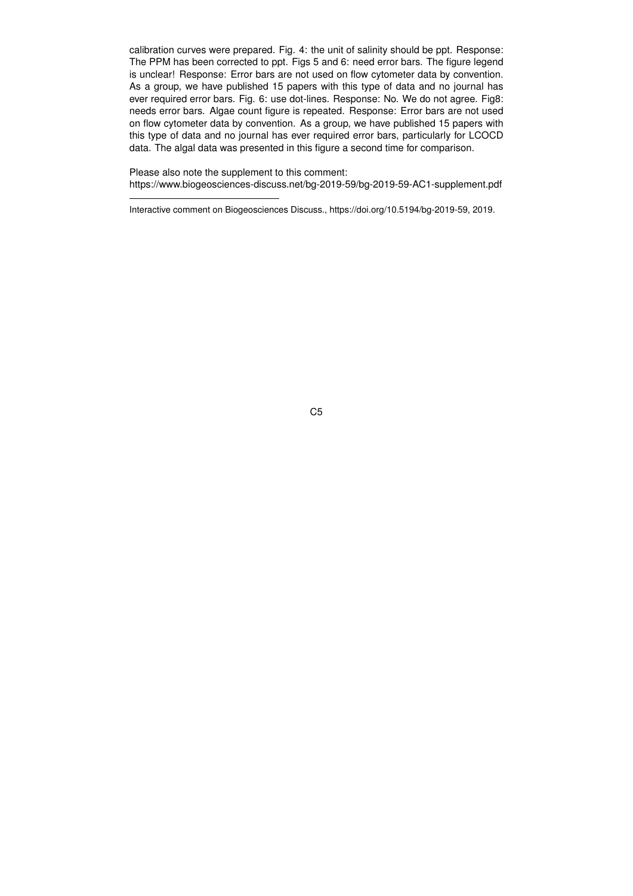calibration curves were prepared. Fig. 4: the unit of salinity should be ppt. Response: The PPM has been corrected to ppt. Figs 5 and 6: need error bars. The figure legend is unclear! Response: Error bars are not used on flow cytometer data by convention. As a group, we have published 15 papers with this type of data and no journal has ever required error bars. Fig. 6: use dot-lines. Response: No. We do not agree. Fig8: needs error bars. Algae count figure is repeated. Response: Error bars are not used on flow cytometer data by convention. As a group, we have published 15 papers with this type of data and no journal has ever required error bars, particularly for LCOCD data. The algal data was presented in this figure a second time for comparison.

Please also note the supplement to this comment:
https://www.biogeosciences-discuss.net/bg-2019-59/bg-2019-59-AC1-supplement.pdf

---

Interactive comment on Biogeosciences Discuss., https://doi.org/10.5194/bg-2019-59, 2019.